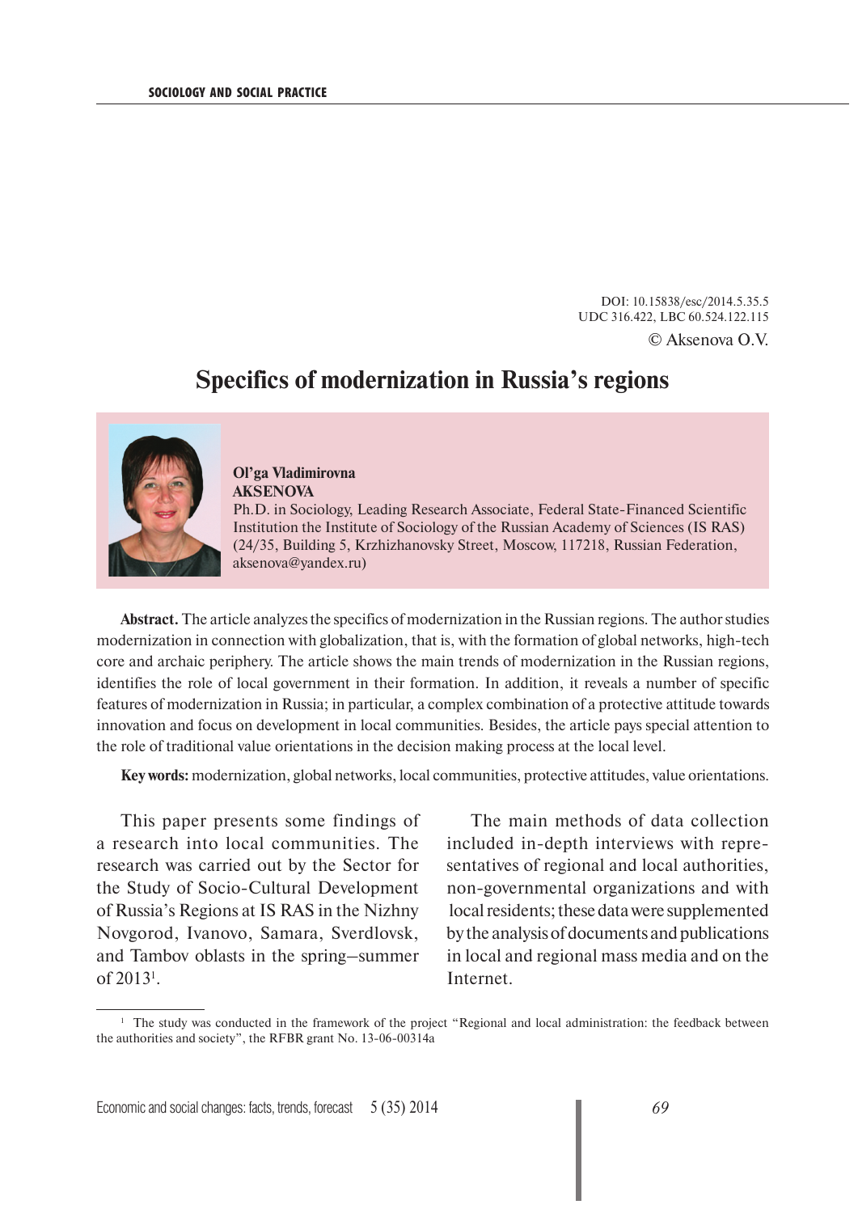DOI: 10.15838/esc/2014.5.35.5
UDC 316.422, LBC 60.524.122.115
© Aksenova O.V.

# Specifics of modernization in Russia's regions

**Ol'ga Vladimirovna AKSENOVA**
Ph.D. in Sociology, Leading Research Associate, Federal State-Financed Scientific Institution the Institute of Sociology of the Russian Academy of Sciences (IS RAS) (24/35, Building 5, Krzhizhanovsky Street, Moscow, 117218, Russian Federation, aksenova@yandex.ru)

**Abstract.** The article analyzes the specifics of modernization in the Russian regions. The author studies modernization in connection with globalization, that is, with the formation of global networks, high-tech core and archaic periphery. The article shows the main trends of modernization in the Russian regions, identifies the role of local government in their formation. In addition, it reveals a number of specific features of modernization in Russia; in particular, a complex combination of a protective attitude towards innovation and focus on development in local communities. Besides, the article pays special attention to the role of traditional value orientations in the decision making process at the local level.

**Key words:** modernization, global networks, local communities, protective attitudes, value orientations.

This paper presents some findings of a research into local communities. The research was carried out by the Sector for the Study of Socio-Cultural Development of Russia's Regions at IS RAS in the Nizhny Novgorod, Ivanovo, Samara, Sverdlovsk, and Tambov oblasts in the spring–summer of 2013[1].

The main methods of data collection included in-depth interviews with representatives of regional and local authorities, non-governmental organizations and with local residents; these data were supplemented by the analysis of documents and publications in local and regional mass media and on the Internet.

[1] The study was conducted in the framework of the project "Regional and local administration: the feedback between the authorities and society", the RFBR grant No. 13-06-00314a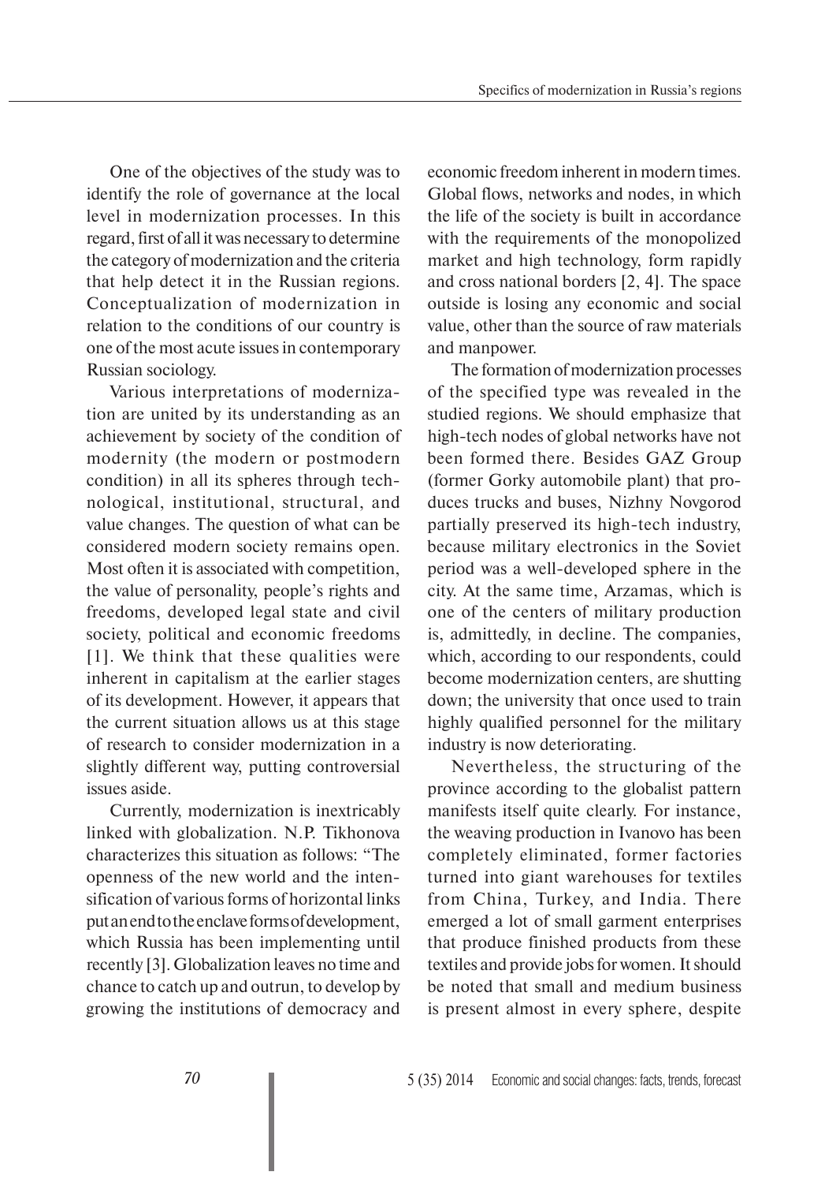One of the objectives of the study was to identify the role of governance at the local level in modernization processes. In this regard, first of all it was necessary to determine the category of modernization and the criteria that help detect it in the Russian regions. Conceptualization of modernization in relation to the conditions of our country is one of the most acute issues in contemporary Russian sociology.

Various interpretations of modernization are united by its understanding as an achievement by society of the condition of modernity (the modern or postmodern condition) in all its spheres through technological, institutional, structural, and value changes. The question of what can be considered modern society remains open. Most often it is associated with competition, the value of personality, people's rights and freedoms, developed legal state and civil society, political and economic freedoms [1]. We think that these qualities were inherent in capitalism at the earlier stages of its development. However, it appears that the current situation allows us at this stage of research to consider modernization in a slightly different way, putting controversial issues aside.

Currently, modernization is inextricably linked with globalization. N.P. Tikhonova characterizes this situation as follows: "The openness of the new world and the intensification of various forms of horizontal links put an end to the enclave forms of development, which Russia has been implementing until recently [3]. Globalization leaves no time and chance to catch up and outrun, to develop by growing the institutions of democracy and economic freedom inherent in modern times. Global flows, networks and nodes, in which the life of the society is built in accordance with the requirements of the monopolized market and high technology, form rapidly and cross national borders [2, 4]. The space outside is losing any economic and social value, other than the source of raw materials and manpower.

The formation of modernization processes of the specified type was revealed in the studied regions. We should emphasize that high-tech nodes of global networks have not been formed there. Besides GAZ Group (former Gorky automobile plant) that produces trucks and buses, Nizhny Novgorod partially preserved its high-tech industry, because military electronics in the Soviet period was a well-developed sphere in the city. At the same time, Arzamas, which is one of the centers of military production is, admittedly, in decline. The companies, which, according to our respondents, could become modernization centers, are shutting down; the university that once used to train highly qualified personnel for the military industry is now deteriorating.

Nevertheless, the structuring of the province according to the globalist pattern manifests itself quite clearly. For instance, the weaving production in Ivanovo has been completely eliminated, former factories turned into giant warehouses for textiles from China, Turkey, and India. There emerged a lot of small garment enterprises that produce finished products from these textiles and provide jobs for women. It should be noted that small and medium business is present almost in every sphere, despite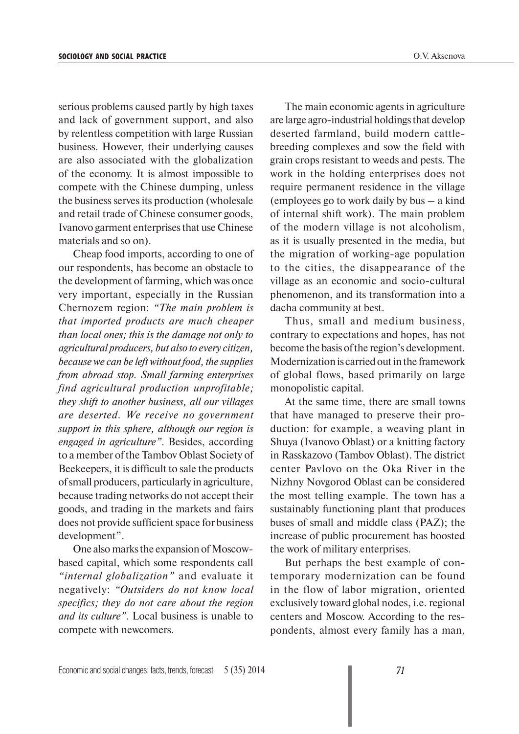serious problems caused partly by high taxes and lack of government support, and also by relentless competition with large Russian business. However, their underlying causes are also associated with the globalization of the economy. It is almost impossible to compete with the Chinese dumping, unless the business serves its production (wholesale and retail trade of Chinese consumer goods, Ivanovo garment enterprises that use Chinese materials and so on).

Cheap food imports, according to one of our respondents, has become an obstacle to the development of farming, which was once very important, especially in the Russian Chernozem region: *"The main problem is that imported products are much cheaper than local ones; this is the damage not only to agricultural producers, but also to every citizen, because we can be left without food, the supplies from abroad stop. Small farming enterprises find agricultural production unprofitable; they shift to another business, all our villages are deserted. We receive no government support in this sphere, although our region is engaged in agriculture".* Besides, according to a member of the Tambov Oblast Society of Beekeepers, it is difficult to sale the products of small producers, particularly in agriculture, because trading networks do not accept their goods, and trading in the markets and fairs does not provide sufficient space for business development".

One also marks the expansion of Moscow-based capital, which some respondents call *"internal globalization"* and evaluate it negatively: *"Outsiders do not know local specifics; they do not care about the region and its culture".* Local business is unable to compete with newcomers.

The main economic agents in agriculture are large agro-industrial holdings that develop deserted farmland, build modern cattle-breeding complexes and sow the field with grain crops resistant to weeds and pests. The work in the holding enterprises does not require permanent residence in the village (employees go to work daily by bus – a kind of internal shift work). The main problem of the modern village is not alcoholism, as it is usually presented in the media, but the migration of working-age population to the cities, the disappearance of the village as an economic and socio-cultural phenomenon, and its transformation into a dacha community at best.

Thus, small and medium business, contrary to expectations and hopes, has not become the basis of the region's development. Modernization is carried out in the framework of global flows, based primarily on large monopolistic capital.

At the same time, there are small towns that have managed to preserve their production: for example, a weaving plant in Shuya (Ivanovo Oblast) or a knitting factory in Rasskazovo (Tambov Oblast). The district center Pavlovo on the Oka River in the Nizhny Novgorod Oblast can be considered the most telling example. The town has a sustainably functioning plant that produces buses of small and middle class (PAZ); the increase of public procurement has boosted the work of military enterprises.

But perhaps the best example of contemporary modernization can be found in the flow of labor migration, oriented exclusively toward global nodes, i.e. regional centers and Moscow. According to the respondents, almost every family has a man,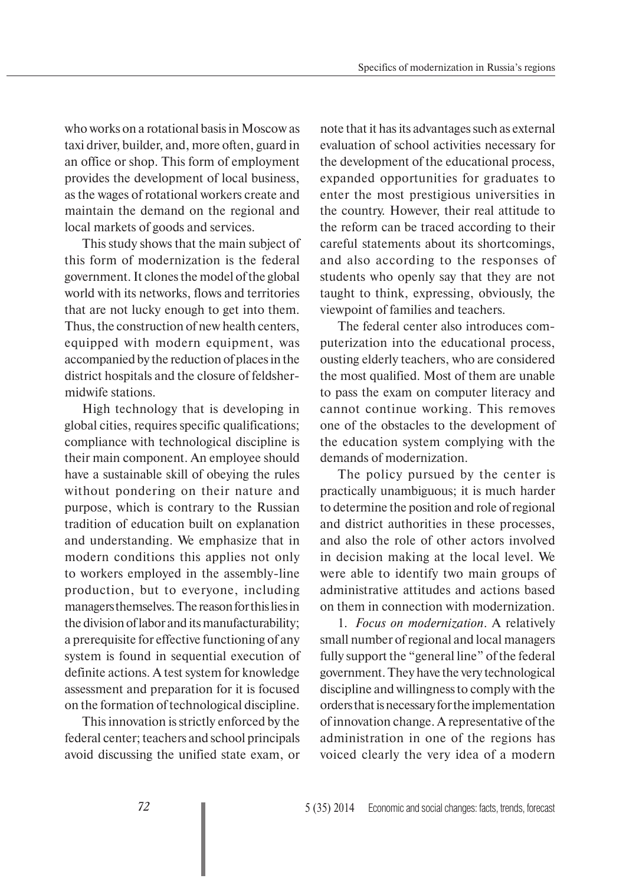who works on a rotational basis in Moscow as taxi driver, builder, and, more often, guard in an office or shop. This form of employment provides the development of local business, as the wages of rotational workers create and maintain the demand on the regional and local markets of goods and services.

This study shows that the main subject of this form of modernization is the federal government. It clones the model of the global world with its networks, flows and territories that are not lucky enough to get into them. Thus, the construction of new health centers, equipped with modern equipment, was accompanied by the reduction of places in the district hospitals and the closure of feldsher-midwife stations.

High technology that is developing in global cities, requires specific qualifications; compliance with technological discipline is their main component. An employee should have a sustainable skill of obeying the rules without pondering on their nature and purpose, which is contrary to the Russian tradition of education built on explanation and understanding. We emphasize that in modern conditions this applies not only to workers employed in the assembly-line production, but to everyone, including managers themselves. The reason for this lies in the division of labor and its manufacturability; a prerequisite for effective functioning of any system is found in sequential execution of definite actions. A test system for knowledge assessment and preparation for it is focused on the formation of technological discipline.

This innovation is strictly enforced by the federal center; teachers and school principals avoid discussing the unified state exam, or note that it has its advantages such as external evaluation of school activities necessary for the development of the educational process, expanded opportunities for graduates to enter the most prestigious universities in the country. However, their real attitude to the reform can be traced according to their careful statements about its shortcomings, and also according to the responses of students who openly say that they are not taught to think, expressing, obviously, the viewpoint of families and teachers.

The federal center also introduces computerization into the educational process, ousting elderly teachers, who are considered the most qualified. Most of them are unable to pass the exam on computer literacy and cannot continue working. This removes one of the obstacles to the development of the education system complying with the demands of modernization.

The policy pursued by the center is practically unambiguous; it is much harder to determine the position and role of regional and district authorities in these processes, and also the role of other actors involved in decision making at the local level. We were able to identify two main groups of administrative attitudes and actions based on them in connection with modernization.

1. *Focus on modernization*. A relatively small number of regional and local managers fully support the "general line" of the federal government. They have the very technological discipline and willingness to comply with the orders that is necessary for the implementation of innovation change. A representative of the administration in one of the regions has voiced clearly the very idea of a modern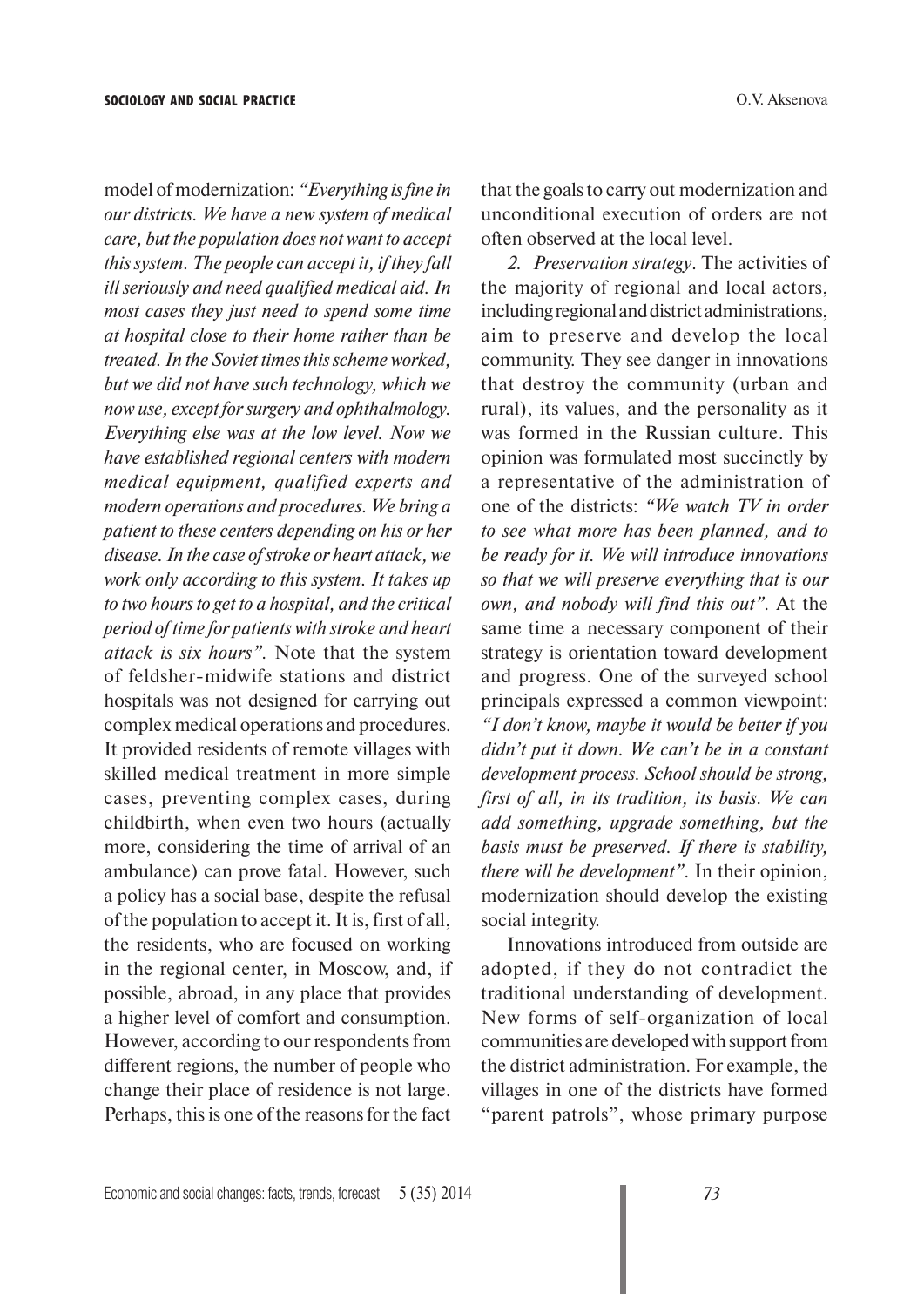model of modernization: *"Everything is fine in our districts. We have a new system of medical care, but the population does not want to accept this system. The people can accept it, if they fall ill seriously and need qualified medical aid. In most cases they just need to spend some time at hospital close to their home rather than be treated. In the Soviet times this scheme worked, but we did not have such technology, which we now use, except for surgery and ophthalmology. Everything else was at the low level. Now we have established regional centers with modern medical equipment, qualified experts and modern operations and procedures. We bring a patient to these centers depending on his or her disease. In the case of stroke or heart attack, we work only according to this system. It takes up to two hours to get to a hospital, and the critical period of time for patients with stroke and heart attack is six hours".* Note that the system of feldsher-midwife stations and district hospitals was not designed for carrying out complex medical operations and procedures. It provided residents of remote villages with skilled medical treatment in more simple cases, preventing complex cases, during childbirth, when even two hours (actually more, considering the time of arrival of an ambulance) can prove fatal. However, such a policy has a social base, despite the refusal of the population to accept it. It is, first of all, the residents, who are focused on working in the regional center, in Moscow, and, if possible, abroad, in any place that provides a higher level of comfort and consumption. However, according to our respondents from different regions, the number of people who change their place of residence is not large. Perhaps, this is one of the reasons for the fact that the goals to carry out modernization and unconditional execution of orders are not often observed at the local level.

*2. Preservation strategy*. The activities of the majority of regional and local actors, including regional and district administrations, aim to preserve and develop the local community. They see danger in innovations that destroy the community (urban and rural), its values, and the personality as it was formed in the Russian culture. This opinion was formulated most succinctly by a representative of the administration of one of the districts: *"We watch TV in order to see what more has been planned, and to be ready for it. We will introduce innovations so that we will preserve everything that is our own, and nobody will find this out".* At the same time a necessary component of their strategy is orientation toward development and progress. One of the surveyed school principals expressed a common viewpoint: *"I don't know, maybe it would be better if you didn't put it down. We can't be in a constant development process. School should be strong, first of all, in its tradition, its basis. We can add something, upgrade something, but the basis must be preserved. If there is stability, there will be development".* In their opinion, modernization should develop the existing social integrity.

Innovations introduced from outside are adopted, if they do not contradict the traditional understanding of development. New forms of self-organization of local communities are developed with support from the district administration. For example, the villages in one of the districts have formed "parent patrols", whose primary purpose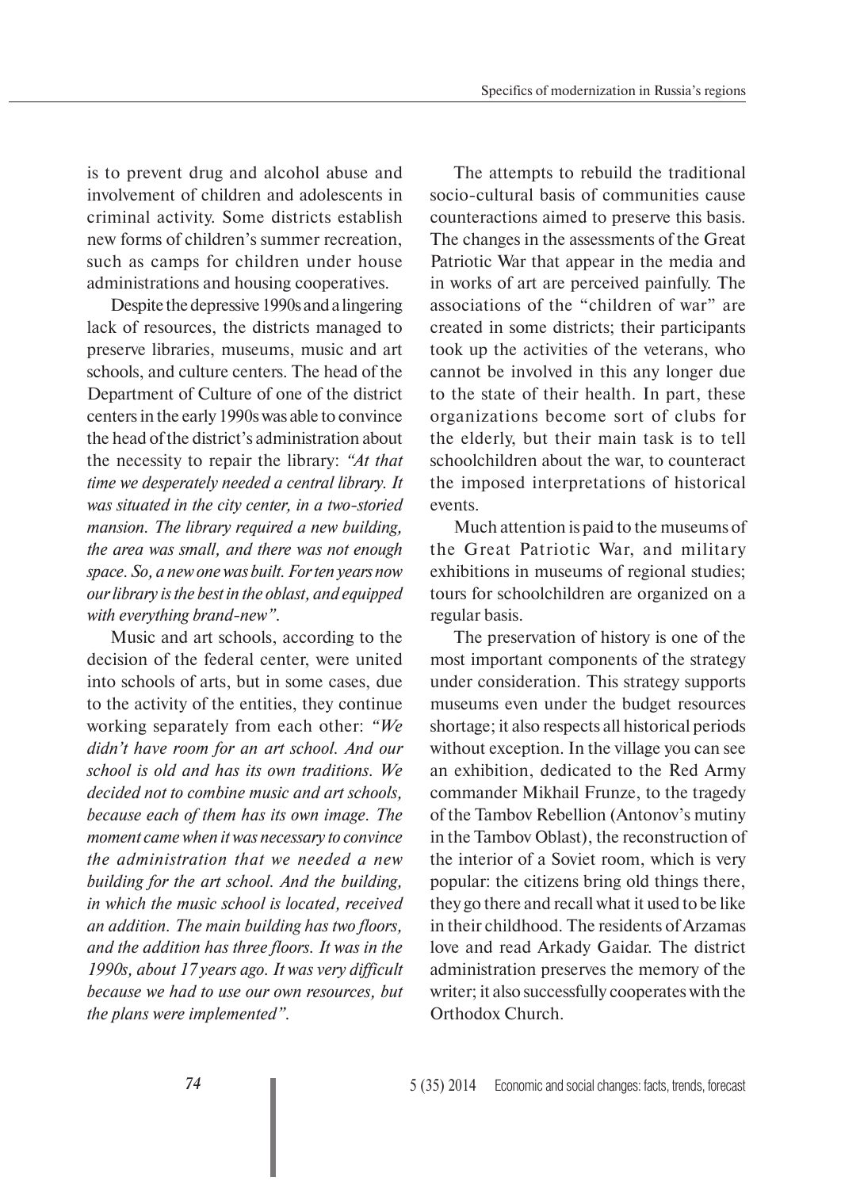is to prevent drug and alcohol abuse and involvement of children and adolescents in criminal activity. Some districts establish new forms of children's summer recreation, such as camps for children under house administrations and housing cooperatives.

Despite the depressive 1990s and a lingering lack of resources, the districts managed to preserve libraries, museums, music and art schools, and culture centers. The head of the Department of Culture of one of the district centers in the early 1990s was able to convince the head of the district's administration about the necessity to repair the library: *"At that time we desperately needed a central library. It was situated in the city center, in a two-storied mansion. The library required a new building, the area was small, and there was not enough space. So, a new one was built. For ten years now our library is the best in the oblast, and equipped with everything brand-new"*.

Music and art schools, according to the decision of the federal center, were united into schools of arts, but in some cases, due to the activity of the entities, they continue working separately from each other: *"We didn't have room for an art school. And our school is old and has its own traditions. We decided not to combine music and art schools, because each of them has its own image. The moment came when it was necessary to convince the administration that we needed a new building for the art school. And the building, in which the music school is located, received an addition. The main building has two floors, and the addition has three floors. It was in the 1990s, about 17 years ago. It was very difficult because we had to use our own resources, but the plans were implemented"*.

The attempts to rebuild the traditional socio-cultural basis of communities cause counteractions aimed to preserve this basis. The changes in the assessments of the Great Patriotic War that appear in the media and in works of art are perceived painfully. The associations of the "children of war" are created in some districts; their participants took up the activities of the veterans, who cannot be involved in this any longer due to the state of their health. In part, these organizations become sort of clubs for the elderly, but their main task is to tell schoolchildren about the war, to counteract the imposed interpretations of historical events.

Much attention is paid to the museums of the Great Patriotic War, and military exhibitions in museums of regional studies; tours for schoolchildren are organized on a regular basis.

The preservation of history is one of the most important components of the strategy under consideration. This strategy supports museums even under the budget resources shortage; it also respects all historical periods without exception. In the village you can see an exhibition, dedicated to the Red Army commander Mikhail Frunze, to the tragedy of the Tambov Rebellion (Antonov's mutiny in the Tambov Oblast), the reconstruction of the interior of a Soviet room, which is very popular: the citizens bring old things there, they go there and recall what it used to be like in their childhood. The residents of Arzamas love and read Arkady Gaidar. The district administration preserves the memory of the writer; it also successfully cooperates with the Orthodox Church.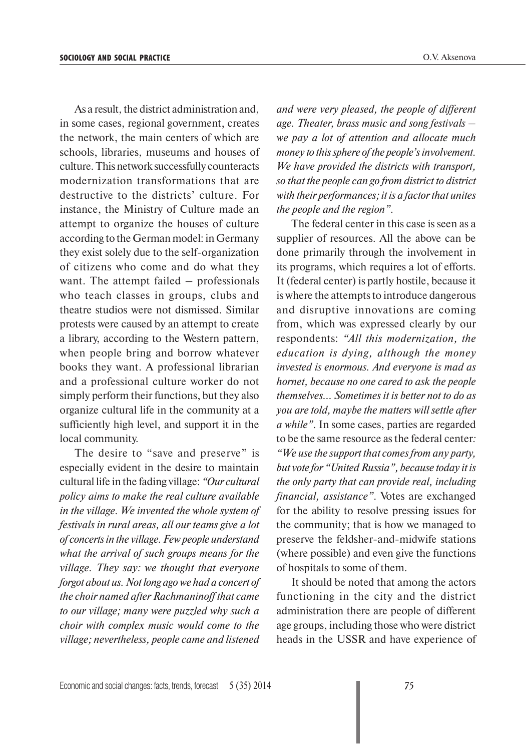As a result, the district administration and, in some cases, regional government, creates the network, the main centers of which are schools, libraries, museums and houses of culture. This network successfully counteracts modernization transformations that are destructive to the districts' culture. For instance, the Ministry of Culture made an attempt to organize the houses of culture according to the German model: in Germany they exist solely due to the self-organization of citizens who come and do what they want. The attempt failed – professionals who teach classes in groups, clubs and theatre studios were not dismissed. Similar protests were caused by an attempt to create a library, according to the Western pattern, when people bring and borrow whatever books they want. A professional librarian and a professional culture worker do not simply perform their functions, but they also organize cultural life in the community at a sufficiently high level, and support it in the local community.

The desire to "save and preserve" is especially evident in the desire to maintain cultural life in the fading village: *"Our cultural policy aims to make the real culture available in the village. We invented the whole system of festivals in rural areas, all our teams give a lot of concerts in the village. Few people understand what the arrival of such groups means for the village. They say: we thought that everyone forgot about us. Not long ago we had a concert of the choir named after Rachmaninoff that came to our village; many were puzzled why such a choir with complex music would come to the village; nevertheless, people came and listened and were very pleased, the people of different age. Theater, brass music and song festivals – we pay a lot of attention and allocate much money to this sphere of the people's involvement. We have provided the districts with transport, so that the people can go from district to district with their performances; it is a factor that unites the people and the region"*.

The federal center in this case is seen as a supplier of resources. All the above can be done primarily through the involvement in its programs, which requires a lot of efforts. It (federal center) is partly hostile, because it is where the attempts to introduce dangerous and disruptive innovations are coming from, which was expressed clearly by our respondents: *"All this modernization, the education is dying, although the money invested is enormous. And everyone is mad as hornet, because no one cared to ask the people themselves... Sometimes it is better not to do as you are told, maybe the matters will settle after a while"*. In some cases, parties are regarded to be the same resource as the federal center: *"We use the support that comes from any party, but vote for "United Russia", because today it is the only party that can provide real, including financial, assistance"*. Votes are exchanged for the ability to resolve pressing issues for the community; that is how we managed to preserve the feldsher-and-midwife stations (where possible) and even give the functions of hospitals to some of them.

It should be noted that among the actors functioning in the city and the district administration there are people of different age groups, including those who were district heads in the USSR and have experience of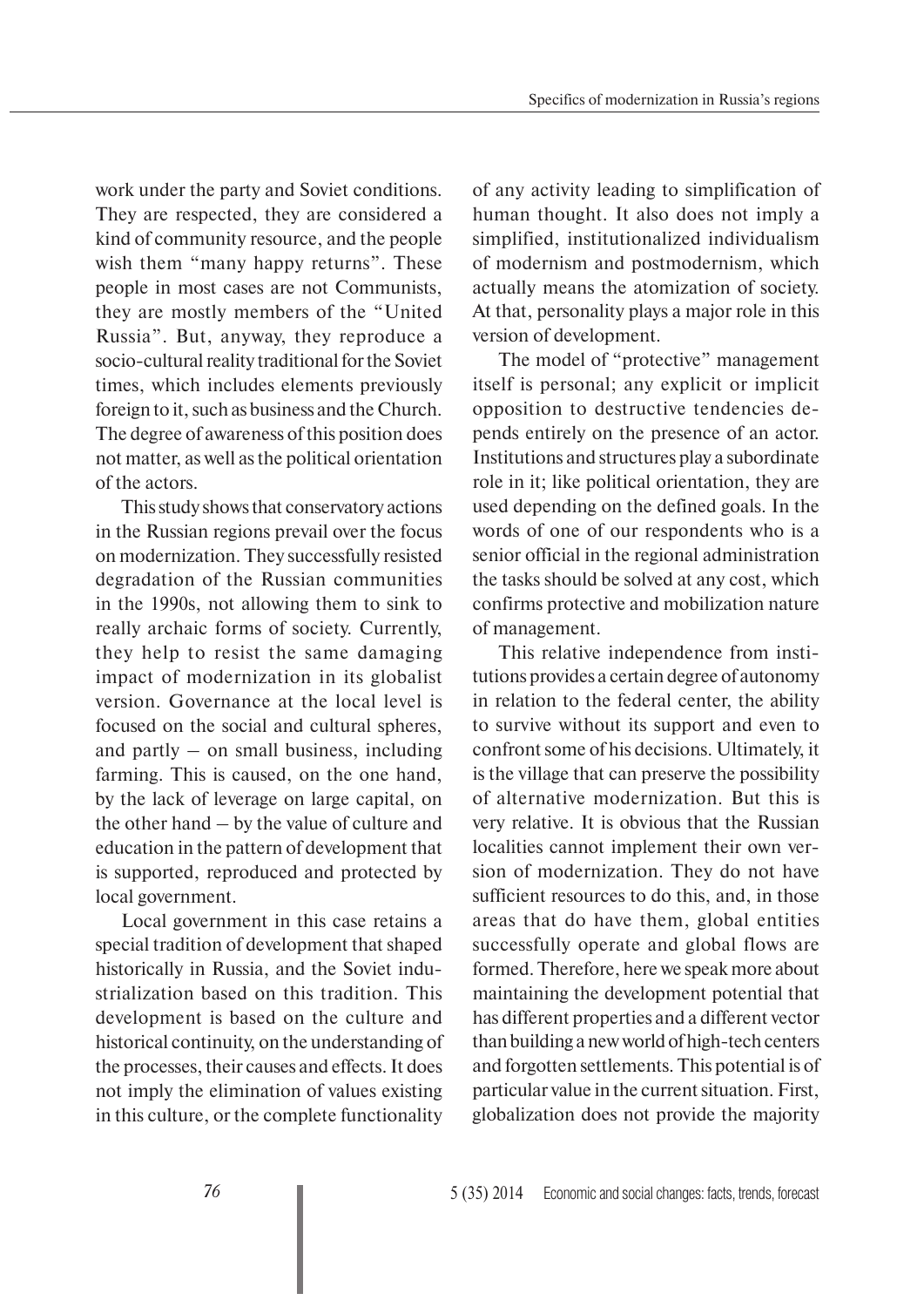work under the party and Soviet conditions. They are respected, they are considered a kind of community resource, and the people wish them "many happy returns". These people in most cases are not Communists, they are mostly members of the "United Russia". But, anyway, they reproduce a socio-cultural reality traditional for the Soviet times, which includes elements previously foreign to it, such as business and the Church. The degree of awareness of this position does not matter, as well as the political orientation of the actors.

This study shows that conservatory actions in the Russian regions prevail over the focus on modernization. They successfully resisted degradation of the Russian communities in the 1990s, not allowing them to sink to really archaic forms of society. Currently, they help to resist the same damaging impact of modernization in its globalist version. Governance at the local level is focused on the social and cultural spheres, and partly – on small business, including farming. This is caused, on the one hand, by the lack of leverage on large capital, on the other hand – by the value of culture and education in the pattern of development that is supported, reproduced and protected by local government.

Local government in this case retains a special tradition of development that shaped historically in Russia, and the Soviet industrialization based on this tradition. This development is based on the culture and historical continuity, on the understanding of the processes, their causes and effects. It does not imply the elimination of values existing in this culture, or the complete functionality of any activity leading to simplification of human thought. It also does not imply a simplified, institutionalized individualism of modernism and postmodernism, which actually means the atomization of society. At that, personality plays a major role in this version of development.

The model of "protective" management itself is personal; any explicit or implicit opposition to destructive tendencies depends entirely on the presence of an actor. Institutions and structures play a subordinate role in it; like political orientation, they are used depending on the defined goals. In the words of one of our respondents who is a senior official in the regional administration the tasks should be solved at any cost, which confirms protective and mobilization nature of management.

This relative independence from institutions provides a certain degree of autonomy in relation to the federal center, the ability to survive without its support and even to confront some of his decisions. Ultimately, it is the village that can preserve the possibility of alternative modernization. But this is very relative. It is obvious that the Russian localities cannot implement their own version of modernization. They do not have sufficient resources to do this, and, in those areas that do have them, global entities successfully operate and global flows are formed. Therefore, here we speak more about maintaining the development potential that has different properties and a different vector than building a new world of high-tech centers and forgotten settlements. This potential is of particular value in the current situation. First, globalization does not provide the majority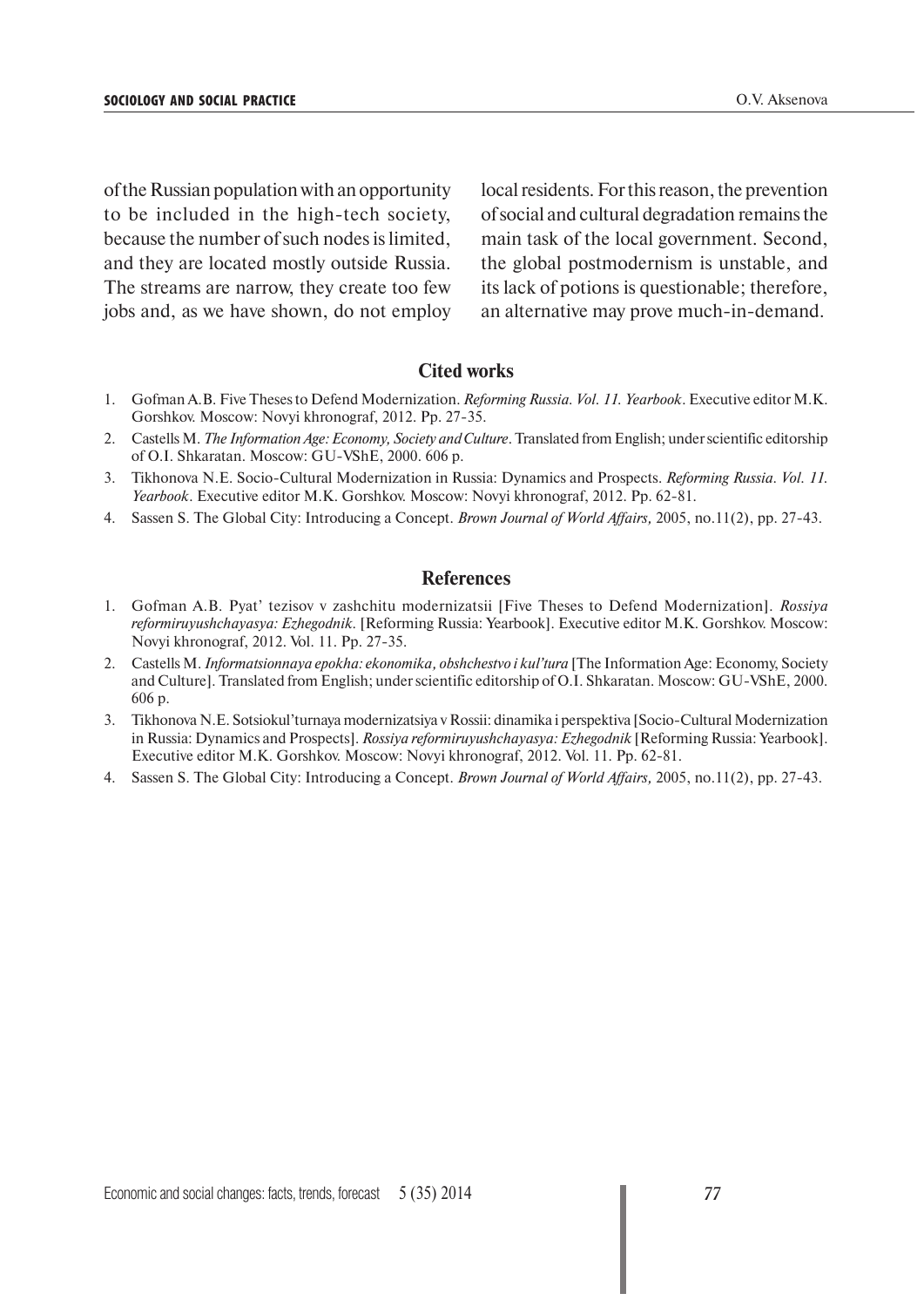of the Russian population with an opportunity to be included in the high-tech society, because the number of such nodes is limited, and they are located mostly outside Russia. The streams are narrow, they create too few jobs and, as we have shown, do not employ local residents. For this reason, the prevention of social and cultural degradation remains the main task of the local government. Second, the global postmodernism is unstable, and its lack of potions is questionable; therefore, an alternative may prove much-in-demand.

## Cited works

1. Gofman A.B. Five Theses to Defend Modernization. *Reforming Russia. Vol. 11. Yearbook*. Executive editor M.K. Gorshkov. Moscow: Novyi khronograf, 2012. Pp. 27-35.
2. Castells M. *The Information Age: Economy, Society and Culture*. Translated from English; under scientific editorship of O.I. Shkaratan. Moscow: GU-VShE, 2000. 606 p.
3. Tikhonova N.E. Socio-Cultural Modernization in Russia: Dynamics and Prospects. *Reforming Russia. Vol. 11. Yearbook*. Executive editor M.K. Gorshkov. Moscow: Novyi khronograf, 2012. Pp. 62-81.
4. Sassen S. The Global City: Introducing a Concept. *Brown Journal of World Affairs,* 2005, no.11(2), pp. 27-43.

## References

1. Gofman A.B. Pyat' tezisov v zashchitu modernizatsii [Five Theses to Defend Modernization]. *Rossiya reformiruyushchayasya: Ezhegodnik*. [Reforming Russia: Yearbook]. Executive editor M.K. Gorshkov. Moscow: Novyi khronograf, 2012. Vol. 11. Pp. 27-35.
2. Castells M. *Informatsionnaya epokha: ekonomika, obshchestvo i kul'tura* [The Information Age: Economy, Society and Culture]. Translated from English; under scientific editorship of O.I. Shkaratan. Moscow: GU-VShE, 2000. 606 p.
3. Tikhonova N.E. Sotsiokul'turnaya modernizatsiya v Rossii: dinamika i perspektiva [Socio-Cultural Modernization in Russia: Dynamics and Prospects]. *Rossiya reformiruyushchayasya: Ezhegodnik* [Reforming Russia: Yearbook]. Executive editor M.K. Gorshkov. Moscow: Novyi khronograf, 2012. Vol. 11. Pp. 62-81.
4. Sassen S. The Global City: Introducing a Concept. *Brown Journal of World Affairs,* 2005, no.11(2), pp. 27-43.